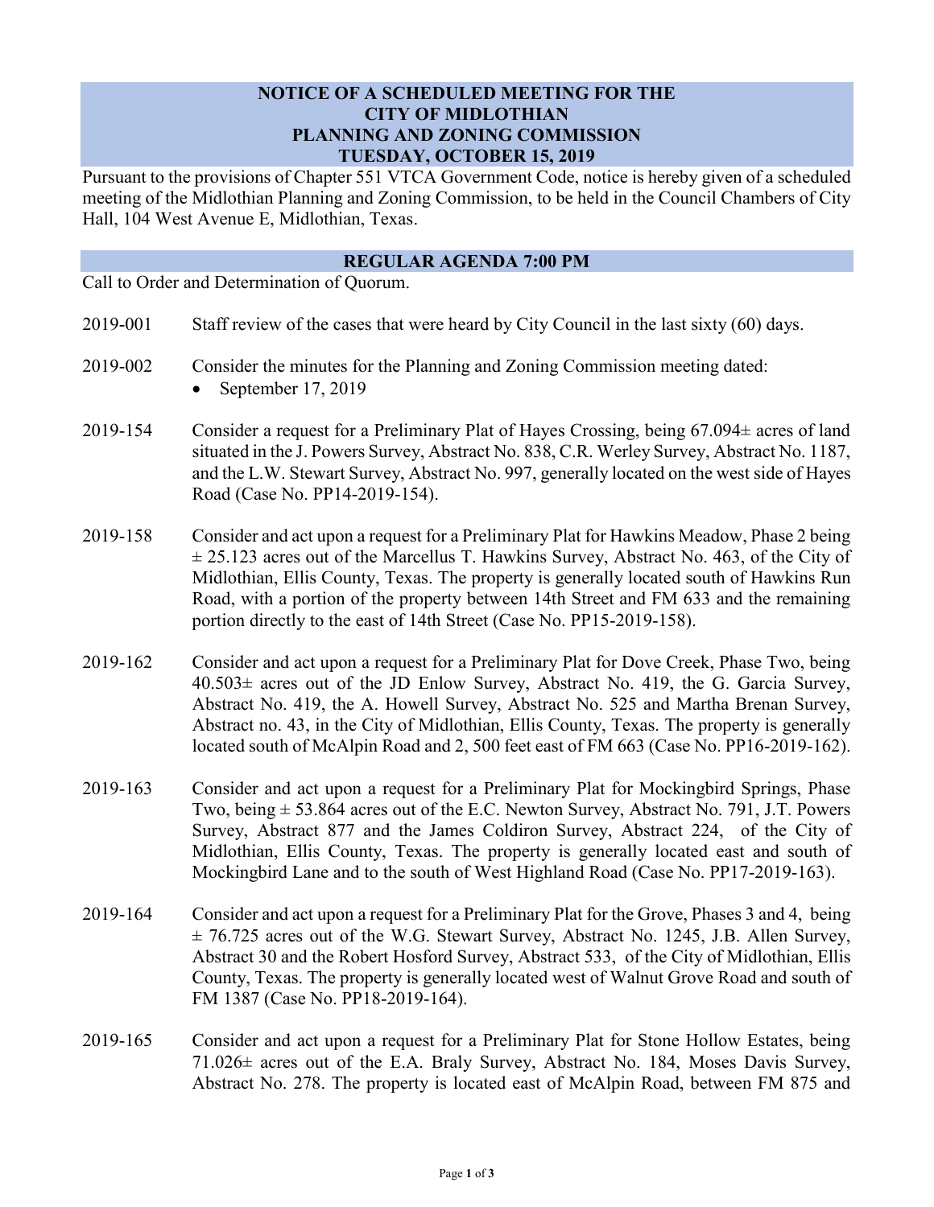# NOTICE OF A SCHEDULED MEETING FOR THE CITY OF MIDLOTHIAN PLANNING AND ZONING COMMISSION TUESDAY, OCTOBER 15, 2019

Pursuant to the provisions of Chapter 551 VTCA Government Code, notice is hereby given of a scheduled meeting of the Midlothian Planning and Zoning Commission, to be held in the Council Chambers of City Hall, 104 West Avenue E, Midlothian, Texas.

## REGULAR AGENDA 7:00 PM

Call to Order and Determination of Quorum.

2019-001 Staff review of the cases that were heard by City Council in the last sixty (60) days.

2019-002 Consider the minutes for the Planning and Zoning Commission meeting dated:

- September 17, 2019

2019-154 Consider a request for a Preliminary Plat of Hayes Crossing, being 67.094± acres of land situated in the J. Powers Survey, Abstract No. 838, C.R. Werley Survey, Abstract No. 1187, and the L.W. Stewart Survey, Abstract No. 997, generally located on the west side of Hayes Road (Case No. PP14-2019-154).

2019-158 Consider and act upon a request for a Preliminary Plat for Hawkins Meadow, Phase 2 being ± 25.123 acres out of the Marcellus T. Hawkins Survey, Abstract No. 463, of the City of Midlothian, Ellis County, Texas. The property is generally located south of Hawkins Run Road, with a portion of the property between 14th Street and FM 633 and the remaining portion directly to the east of 14th Street (Case No. PP15-2019-158).

2019-162 Consider and act upon a request for a Preliminary Plat for Dove Creek, Phase Two, being 40.503± acres out of the JD Enlow Survey, Abstract No. 419, the G. Garcia Survey, Abstract No. 419, the A. Howell Survey, Abstract No. 525 and Martha Brenan Survey, Abstract no. 43, in the City of Midlothian, Ellis County, Texas. The property is generally located south of McAlpin Road and 2, 500 feet east of FM 663 (Case No. PP16-2019-162).

2019-163 Consider and act upon a request for a Preliminary Plat for Mockingbird Springs, Phase Two, being ± 53.864 acres out of the E.C. Newton Survey, Abstract No. 791, J.T. Powers Survey, Abstract 877 and the James Coldiron Survey, Abstract 224, of the City of Midlothian, Ellis County, Texas. The property is generally located east and south of Mockingbird Lane and to the south of West Highland Road (Case No. PP17-2019-163).

2019-164 Consider and act upon a request for a Preliminary Plat for the Grove, Phases 3 and 4, being ± 76.725 acres out of the W.G. Stewart Survey, Abstract No. 1245, J.B. Allen Survey, Abstract 30 and the Robert Hosford Survey, Abstract 533, of the City of Midlothian, Ellis County, Texas. The property is generally located west of Walnut Grove Road and south of FM 1387 (Case No. PP18-2019-164).

2019-165 Consider and act upon a request for a Preliminary Plat for Stone Hollow Estates, being 71.026± acres out of the E.A. Braly Survey, Abstract No. 184, Moses Davis Survey, Abstract No. 278. The property is located east of McAlpin Road, between FM 875 and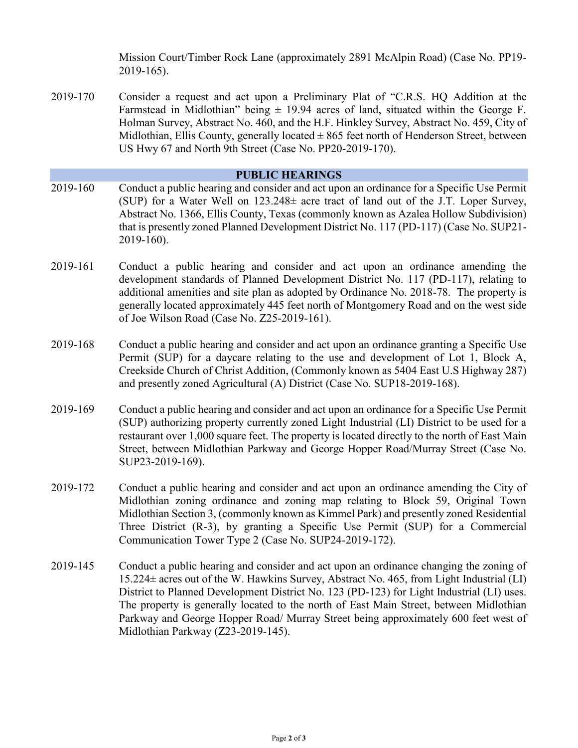Mission Court/Timber Rock Lane (approximately 2891 McAlpin Road) (Case No. PP19-2019-165).

2019-170 Consider a request and act upon a Preliminary Plat of "C.R.S. HQ Addition at the Farmstead in Midlothian" being ± 19.94 acres of land, situated within the George F. Holman Survey, Abstract No. 460, and the H.F. Hinkley Survey, Abstract No. 459, City of Midlothian, Ellis County, generally located ± 865 feet north of Henderson Street, between US Hwy 67 and North 9th Street (Case No. PP20-2019-170).

## PUBLIC HEARINGS

2019-160 Conduct a public hearing and consider and act upon an ordinance for a Specific Use Permit (SUP) for a Water Well on 123.248± acre tract of land out of the J.T. Loper Survey, Abstract No. 1366, Ellis County, Texas (commonly known as Azalea Hollow Subdivision) that is presently zoned Planned Development District No. 117 (PD-117) (Case No. SUP21-2019-160).

2019-161 Conduct a public hearing and consider and act upon an ordinance amending the development standards of Planned Development District No. 117 (PD-117), relating to additional amenities and site plan as adopted by Ordinance No. 2018-78. The property is generally located approximately 445 feet north of Montgomery Road and on the west side of Joe Wilson Road (Case No. Z25-2019-161).

2019-168 Conduct a public hearing and consider and act upon an ordinance granting a Specific Use Permit (SUP) for a daycare relating to the use and development of Lot 1, Block A, Creekside Church of Christ Addition, (Commonly known as 5404 East U.S Highway 287) and presently zoned Agricultural (A) District (Case No. SUP18-2019-168).

2019-169 Conduct a public hearing and consider and act upon an ordinance for a Specific Use Permit (SUP) authorizing property currently zoned Light Industrial (LI) District to be used for a restaurant over 1,000 square feet. The property is located directly to the north of East Main Street, between Midlothian Parkway and George Hopper Road/Murray Street (Case No. SUP23-2019-169).

2019-172 Conduct a public hearing and consider and act upon an ordinance amending the City of Midlothian zoning ordinance and zoning map relating to Block 59, Original Town Midlothian Section 3, (commonly known as Kimmel Park) and presently zoned Residential Three District (R-3), by granting a Specific Use Permit (SUP) for a Commercial Communication Tower Type 2 (Case No. SUP24-2019-172).

2019-145 Conduct a public hearing and consider and act upon an ordinance changing the zoning of 15.224± acres out of the W. Hawkins Survey, Abstract No. 465, from Light Industrial (LI) District to Planned Development District No. 123 (PD-123) for Light Industrial (LI) uses. The property is generally located to the north of East Main Street, between Midlothian Parkway and George Hopper Road/ Murray Street being approximately 600 feet west of Midlothian Parkway (Z23-2019-145).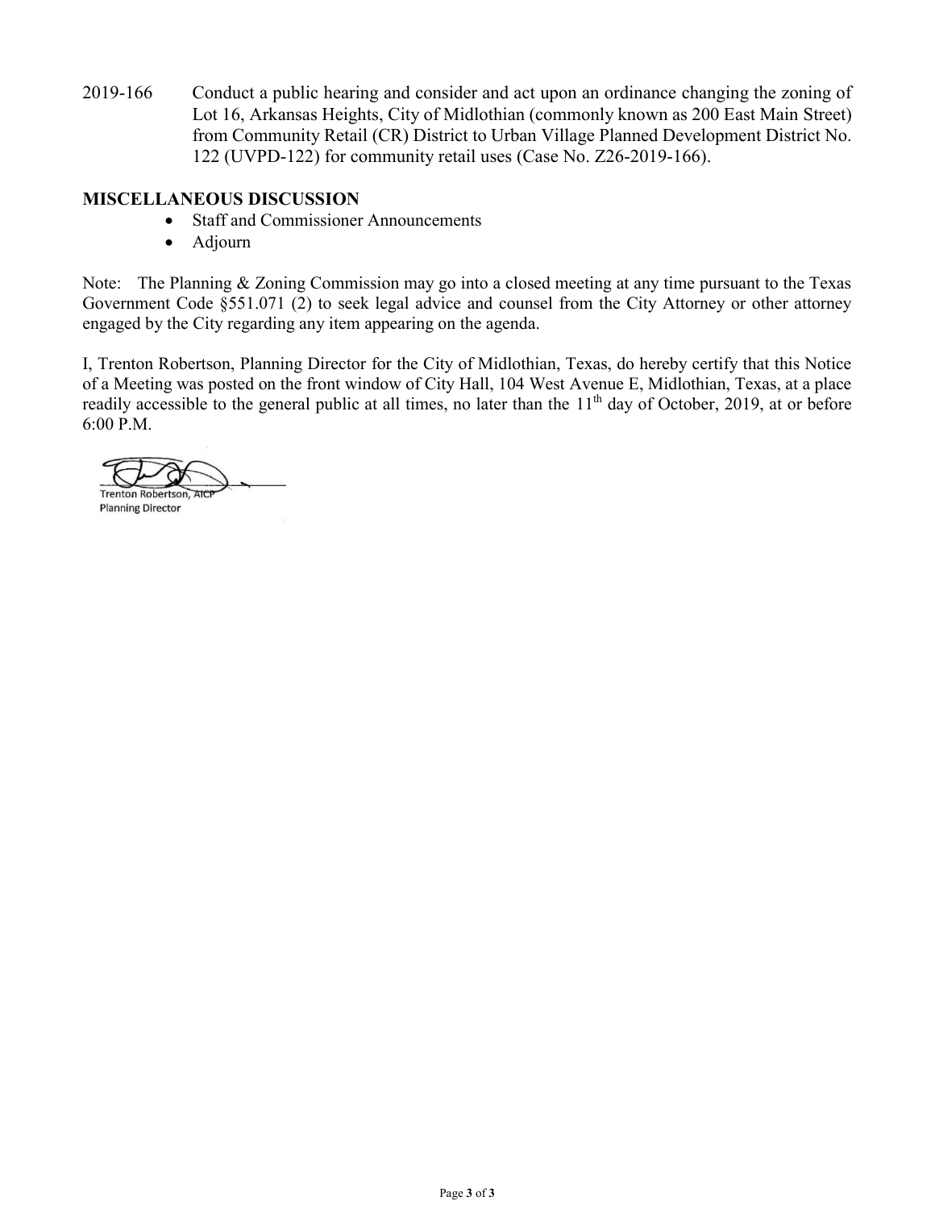2019-166 Conduct a public hearing and consider and act upon an ordinance changing the zoning of Lot 16, Arkansas Heights, City of Midlothian (commonly known as 200 East Main Street) from Community Retail (CR) District to Urban Village Planned Development District No. 122 (UVPD-122) for community retail uses (Case No. Z26-2019-166).

**MISCELLANEOUS DISCUSSION**

- Staff and Commissioner Announcements
- Adjourn

Note: The Planning & Zoning Commission may go into a closed meeting at any time pursuant to the Texas Government Code §551.071 (2) to seek legal advice and counsel from the City Attorney or other attorney engaged by the City regarding any item appearing on the agenda.

I, Trenton Robertson, Planning Director for the City of Midlothian, Texas, do hereby certify that this Notice of a Meeting was posted on the front window of City Hall, 104 West Avenue E, Midlothian, Texas, at a place readily accessible to the general public at all times, no later than the 11th day of October, 2019, at or before 6:00 P.M.

Trenton Robertson, AICP
Planning Director